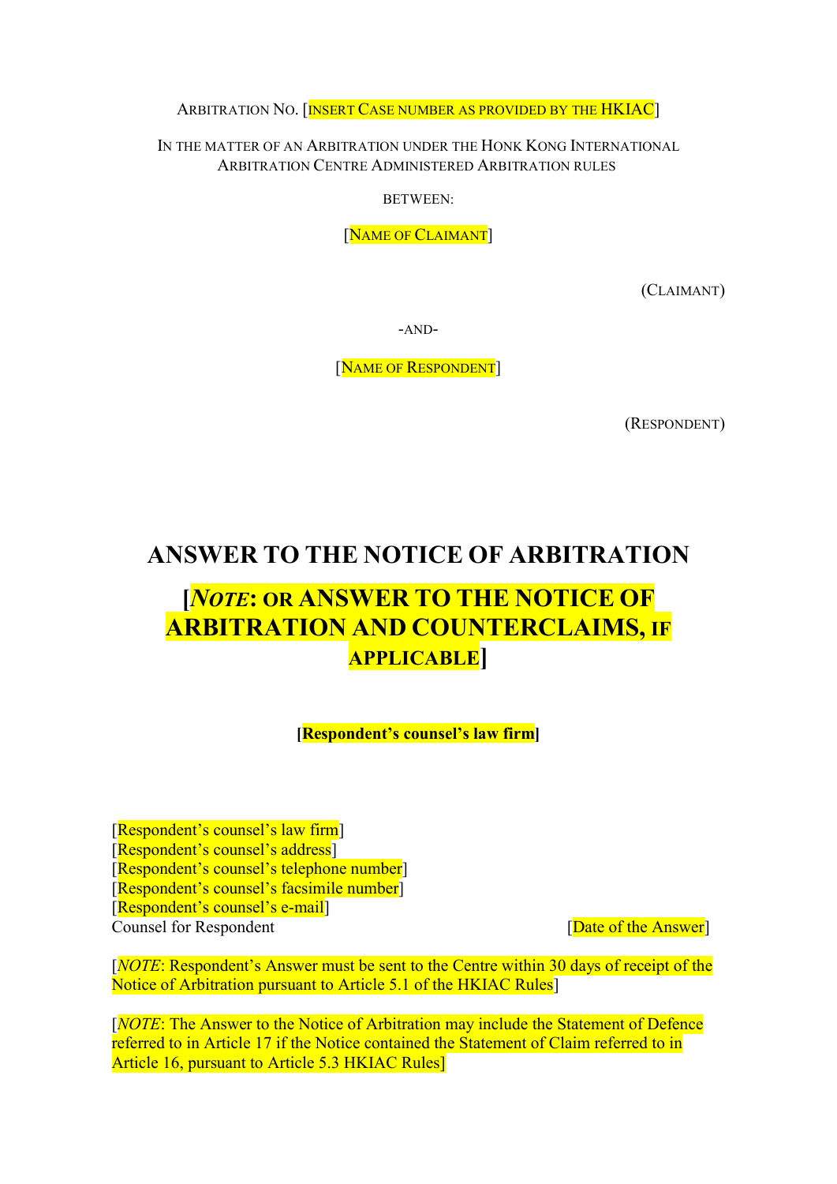ARBITRATION NO. [INSERT CASE NUMBER AS PROVIDED BY THE HKIAC]

IN THE MATTER OF AN ARBITRATION UNDER THE HONK KONG INTERNATIONAL ARBITRATION CENTRE ADMINISTERED ARBITRATION RULES

BETWEEN:

[NAME OF CLAIMANT]

(CLAIMANT)

-AND-

[NAME OF RESPONDENT]

(RESPONDENT)

# ANSWER TO THE NOTICE OF ARBITRATION

# [*NOTE*: OR ANSWER TO THE NOTICE OF ARBITRATION AND COUNTERCLAIMS, IF APPLICABLE]

**[Respondent's counsel's law firm]**

[Respondent's counsel's law firm]
[Respondent's counsel's address]
[Respondent's counsel's telephone number]
[Respondent's counsel's facsimile number]
[Respondent's counsel's e-mail]
Counsel for Respondent [Date of the Answer]

[*NOTE*: Respondent's Answer must be sent to the Centre within 30 days of receipt of the Notice of Arbitration pursuant to Article 5.1 of the HKIAC Rules]

[*NOTE*: The Answer to the Notice of Arbitration may include the Statement of Defence referred to in Article 17 if the Notice contained the Statement of Claim referred to in Article 16, pursuant to Article 5.3 HKIAC Rules]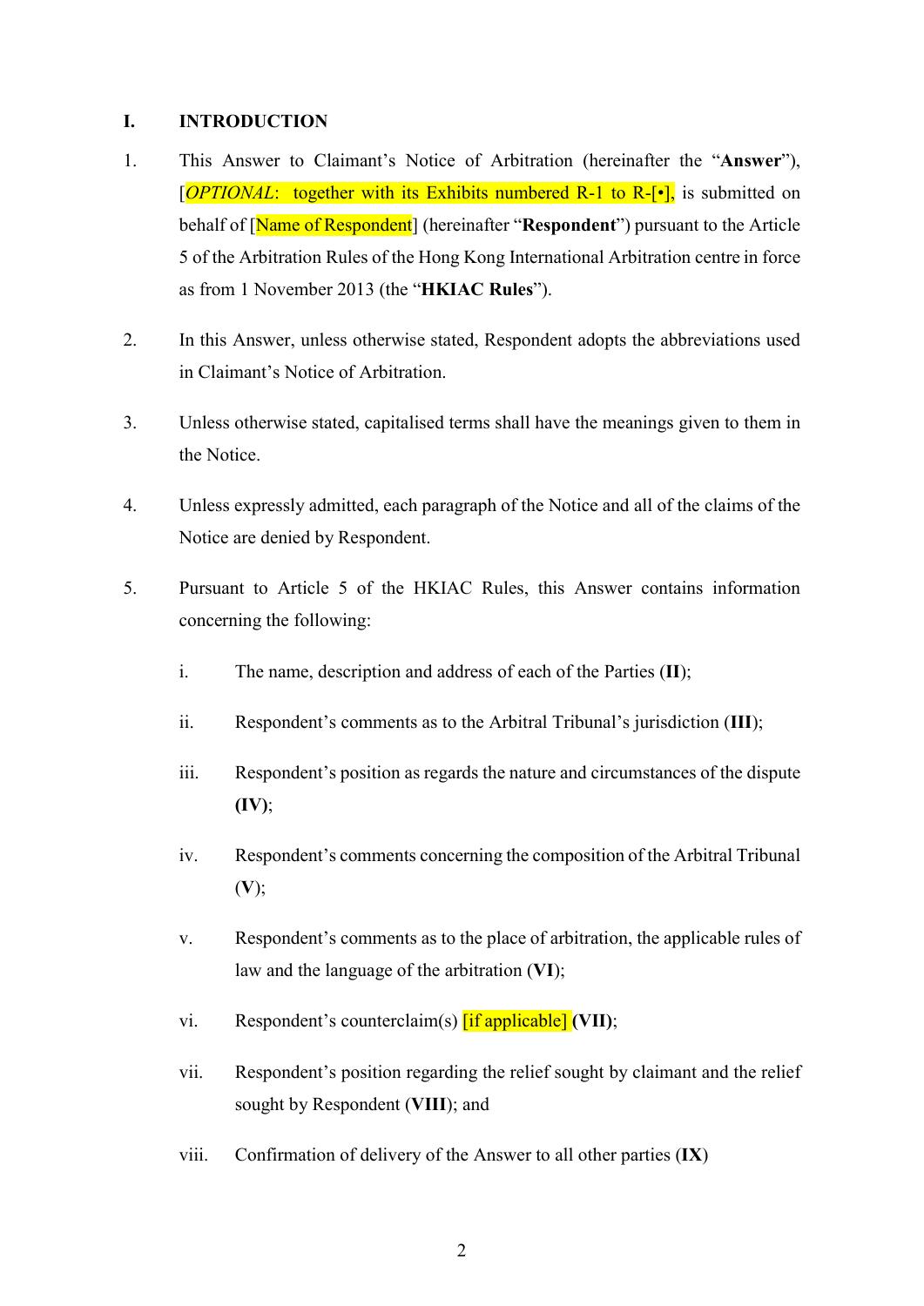## I. INTRODUCTION

1. This Answer to Claimant's Notice of Arbitration (hereinafter the "**Answer**"), [*OPTIONAL*: together with its Exhibits numbered R-1 to R-[•], is submitted on behalf of [Name of Respondent] (hereinafter "**Respondent**") pursuant to the Article 5 of the Arbitration Rules of the Hong Kong International Arbitration centre in force as from 1 November 2013 (the "**HKIAC Rules**").

2. In this Answer, unless otherwise stated, Respondent adopts the abbreviations used in Claimant's Notice of Arbitration.

3. Unless otherwise stated, capitalised terms shall have the meanings given to them in the Notice.

4. Unless expressly admitted, each paragraph of the Notice and all of the claims of the Notice are denied by Respondent.

5. Pursuant to Article 5 of the HKIAC Rules, this Answer contains information concerning the following:

   i. The name, description and address of each of the Parties (**II**);

   ii. Respondent's comments as to the Arbitral Tribunal's jurisdiction (**III**);

   iii. Respondent's position as regards the nature and circumstances of the dispute **(IV)**;

   iv. Respondent's comments concerning the composition of the Arbitral Tribunal (**V**);

   v. Respondent's comments as to the place of arbitration, the applicable rules of law and the language of the arbitration (**VI**);

   vi. Respondent's counterclaim(s) [if applicable] **(VII)**;

   vii. Respondent's position regarding the relief sought by claimant and the relief sought by Respondent (**VIII**); and

   viii. Confirmation of delivery of the Answer to all other parties (**IX**)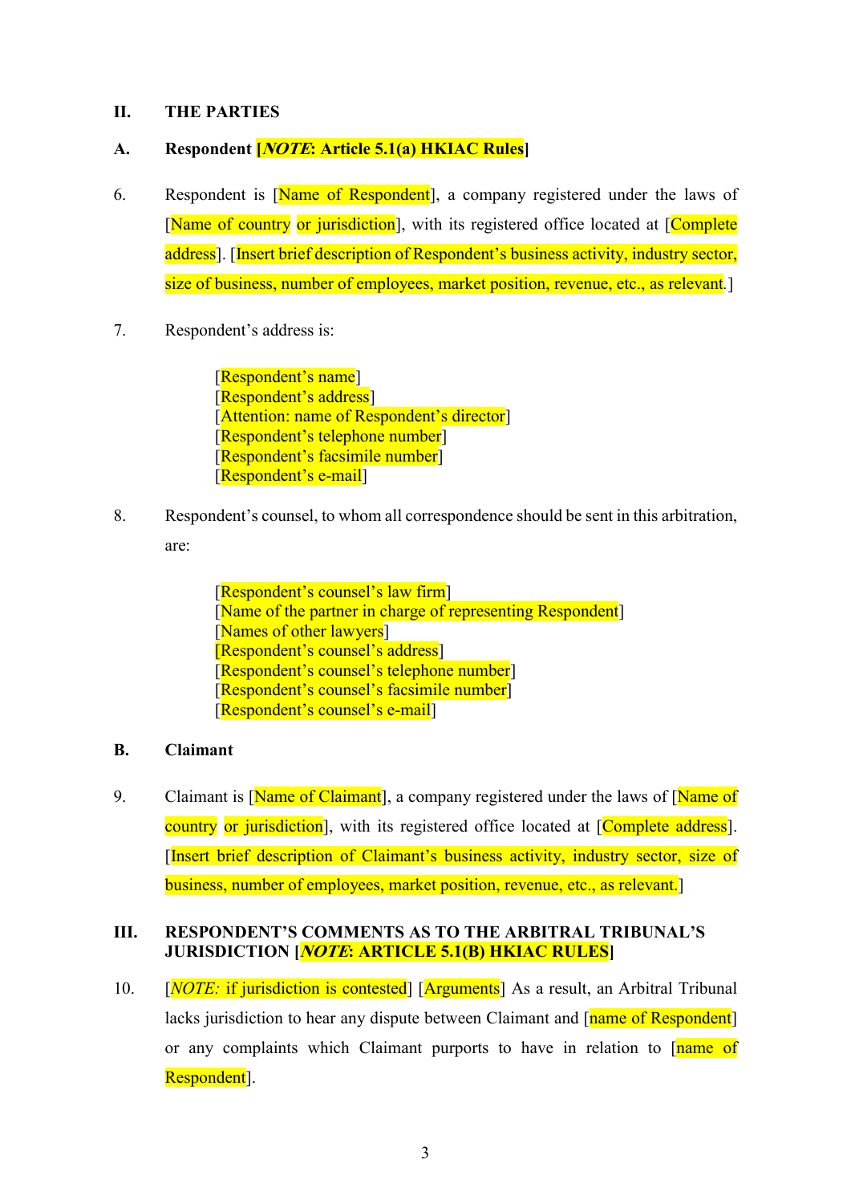## II. THE PARTIES

### A. Respondent [*NOTE*: Article 5.1(a) HKIAC Rules]

6. Respondent is [Name of Respondent], a company registered under the laws of [Name of country or jurisdiction], with its registered office located at [Complete address]. [Insert brief description of Respondent's business activity, industry sector, size of business, number of employees, market position, revenue, etc., as relevant.]

7. Respondent's address is:

   [Respondent's name]
   [Respondent's address]
   [Attention: name of Respondent's director]
   [Respondent's telephone number]
   [Respondent's facsimile number]
   [Respondent's e-mail]

8. Respondent's counsel, to whom all correspondence should be sent in this arbitration, are:

   [Respondent's counsel's law firm]
   [Name of the partner in charge of representing Respondent]
   [Names of other lawyers]
   [Respondent's counsel's address]
   [Respondent's counsel's telephone number]
   [Respondent's counsel's facsimile number]
   [Respondent's counsel's e-mail]

### B. Claimant

9. Claimant is [Name of Claimant], a company registered under the laws of [Name of country or jurisdiction], with its registered office located at [Complete address]. [Insert brief description of Claimant's business activity, industry sector, size of business, number of employees, market position, revenue, etc., as relevant.]

## III. RESPONDENT'S COMMENTS AS TO THE ARBITRAL TRIBUNAL'S JURISDICTION [*NOTE*: ARTICLE 5.1(B) HKIAC RULES]

10. [*NOTE:* if jurisdiction is contested] [Arguments] As a result, an Arbitral Tribunal lacks jurisdiction to hear any dispute between Claimant and [name of Respondent] or any complaints which Claimant purports to have in relation to [name of Respondent].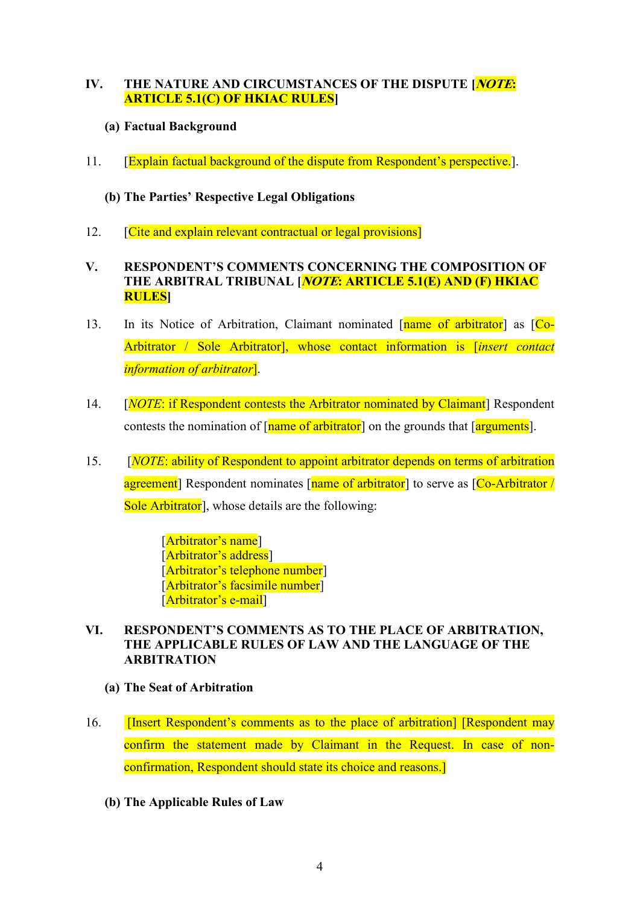## IV. THE NATURE AND CIRCUMSTANCES OF THE DISPUTE [*NOTE*: ARTICLE 5.1(C) OF HKIAC RULES]

### (a) Factual Background

11. [Explain factual background of the dispute from Respondent's perspective.].

### (b) The Parties' Respective Legal Obligations

12. [Cite and explain relevant contractual or legal provisions]

## V. RESPONDENT'S COMMENTS CONCERNING THE COMPOSITION OF THE ARBITRAL TRIBUNAL [*NOTE*: ARTICLE 5.1(E) AND (F) HKIAC RULES]

13. In its Notice of Arbitration, Claimant nominated [name of arbitrator] as [Co-Arbitrator / Sole Arbitrator], whose contact information is [*insert contact information of arbitrator*].

14. [*NOTE*: if Respondent contests the Arbitrator nominated by Claimant] Respondent contests the nomination of [name of arbitrator] on the grounds that [arguments].

15. [*NOTE*: ability of Respondent to appoint arbitrator depends on terms of arbitration agreement] Respondent nominates [name of arbitrator] to serve as [Co-Arbitrator / Sole Arbitrator], whose details are the following:

    [Arbitrator's name]
    [Arbitrator's address]
    [Arbitrator's telephone number]
    [Arbitrator's facsimile number]
    [Arbitrator's e-mail]

## VI. RESPONDENT'S COMMENTS AS TO THE PLACE OF ARBITRATION, THE APPLICABLE RULES OF LAW AND THE LANGUAGE OF THE ARBITRATION

### (a) The Seat of Arbitration

16. [Insert Respondent's comments as to the place of arbitration] [Respondent may confirm the statement made by Claimant in the Request. In case of non-confirmation, Respondent should state its choice and reasons.]

### (b) The Applicable Rules of Law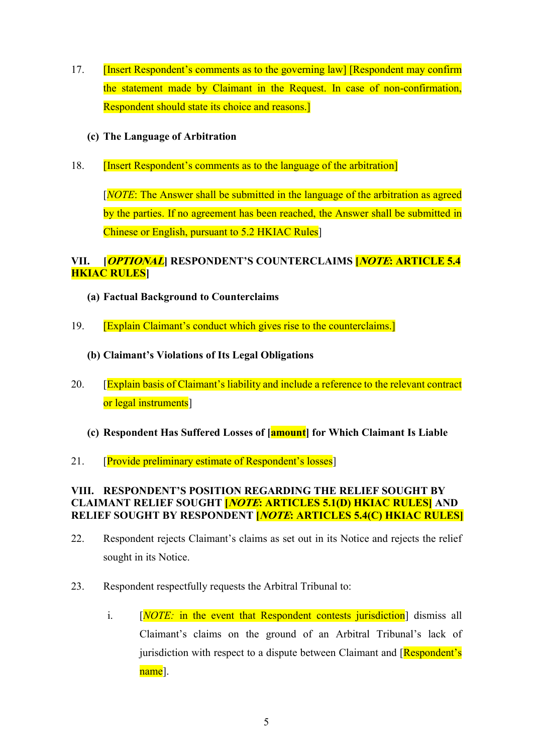17. [Insert Respondent's comments as to the governing law] [Respondent may confirm the statement made by Claimant in the Request. In case of non-confirmation, Respondent should state its choice and reasons.]

**(c) The Language of Arbitration**

18. [Insert Respondent's comments as to the language of the arbitration]

[*NOTE*: The Answer shall be submitted in the language of the arbitration as agreed by the parties. If no agreement has been reached, the Answer shall be submitted in Chinese or English, pursuant to 5.2 HKIAC Rules]

## VII. [*OPTIONAL*] RESPONDENT'S COUNTERCLAIMS [*NOTE*: ARTICLE 5.4 HKIAC RULES]

**(a) Factual Background to Counterclaims**

19. [Explain Claimant's conduct which gives rise to the counterclaims.]

**(b) Claimant's Violations of Its Legal Obligations**

20. [Explain basis of Claimant's liability and include a reference to the relevant contract or legal instruments]

**(c) Respondent Has Suffered Losses of [amount] for Which Claimant Is Liable**

21. [Provide preliminary estimate of Respondent's losses]

## VIII. RESPONDENT'S POSITION REGARDING THE RELIEF SOUGHT BY CLAIMANT RELIEF SOUGHT [*NOTE*: ARTICLES 5.1(D) HKIAC RULES] AND RELIEF SOUGHT BY RESPONDENT [*NOTE*: ARTICLES 5.4(C) HKIAC RULES]

22. Respondent rejects Claimant's claims as set out in its Notice and rejects the relief sought in its Notice.

23. Respondent respectfully requests the Arbitral Tribunal to:

    i. [*NOTE:* in the event that Respondent contests jurisdiction] dismiss all Claimant's claims on the ground of an Arbitral Tribunal's lack of jurisdiction with respect to a dispute between Claimant and [Respondent's name].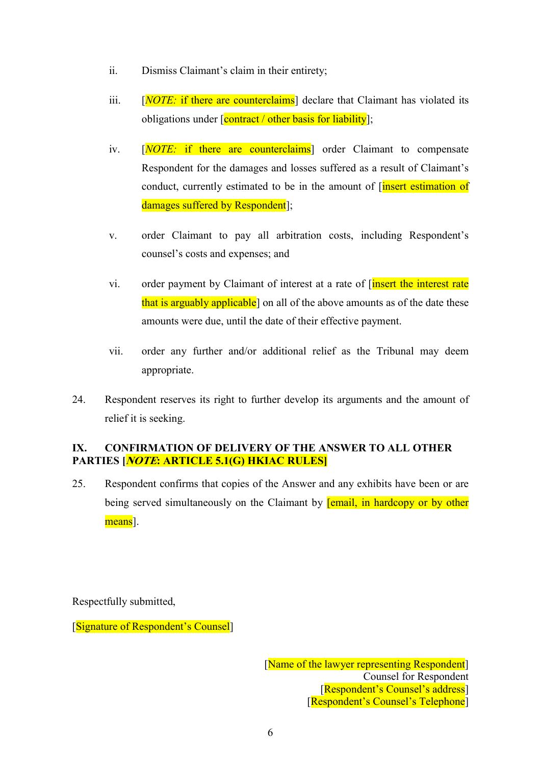ii. Dismiss Claimant's claim in their entirety;

iii. [*NOTE:* if there are counterclaims] declare that Claimant has violated its obligations under [contract / other basis for liability];

iv. [*NOTE:* if there are counterclaims] order Claimant to compensate Respondent for the damages and losses suffered as a result of Claimant's conduct, currently estimated to be in the amount of [insert estimation of damages suffered by Respondent];

v. order Claimant to pay all arbitration costs, including Respondent's counsel's costs and expenses; and

vi. order payment by Claimant of interest at a rate of [insert the interest rate that is arguably applicable] on all of the above amounts as of the date these amounts were due, until the date of their effective payment.

vii. order any further and/or additional relief as the Tribunal may deem appropriate.

24. Respondent reserves its right to further develop its arguments and the amount of relief it is seeking.

## IX. CONFIRMATION OF DELIVERY OF THE ANSWER TO ALL OTHER PARTIES [*NOTE*: ARTICLE 5.1(G) HKIAC RULES]

25. Respondent confirms that copies of the Answer and any exhibits have been or are being served simultaneously on the Claimant by [email, in hardcopy or by other means].

Respectfully submitted,

[Signature of Respondent's Counsel]

[Name of the lawyer representing Respondent]
Counsel for Respondent
[Respondent's Counsel's address]
[Respondent's Counsel's Telephone]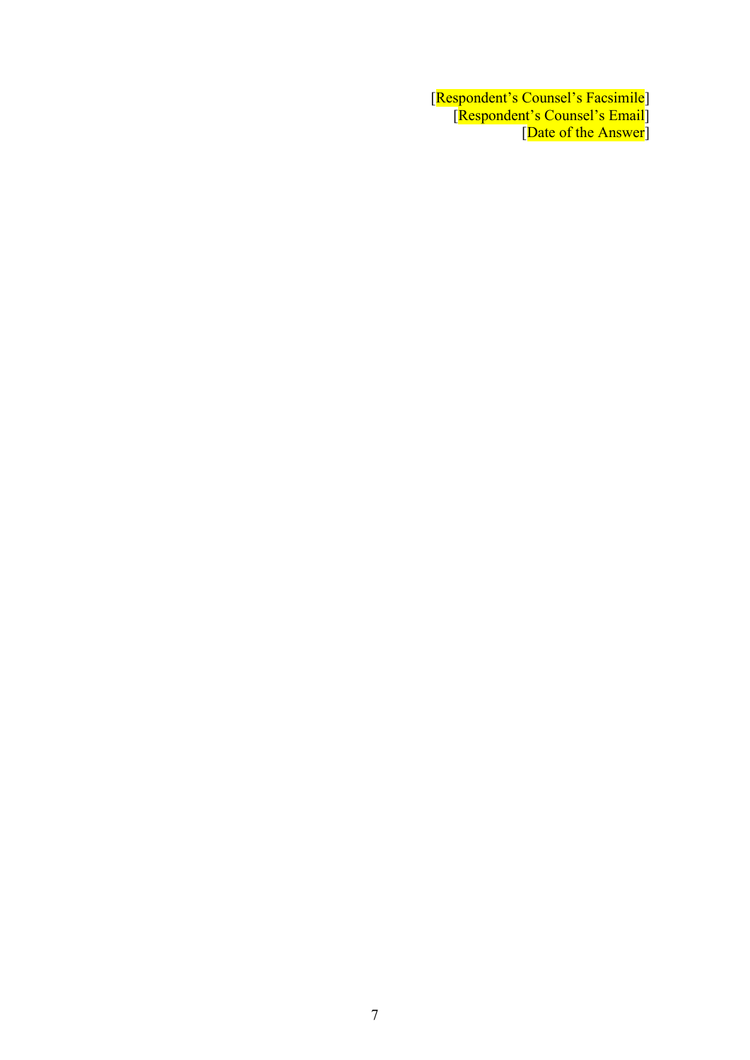[Respondent’s Counsel’s Facsimile]
[Respondent’s Counsel’s Email]
[Date of the Answer]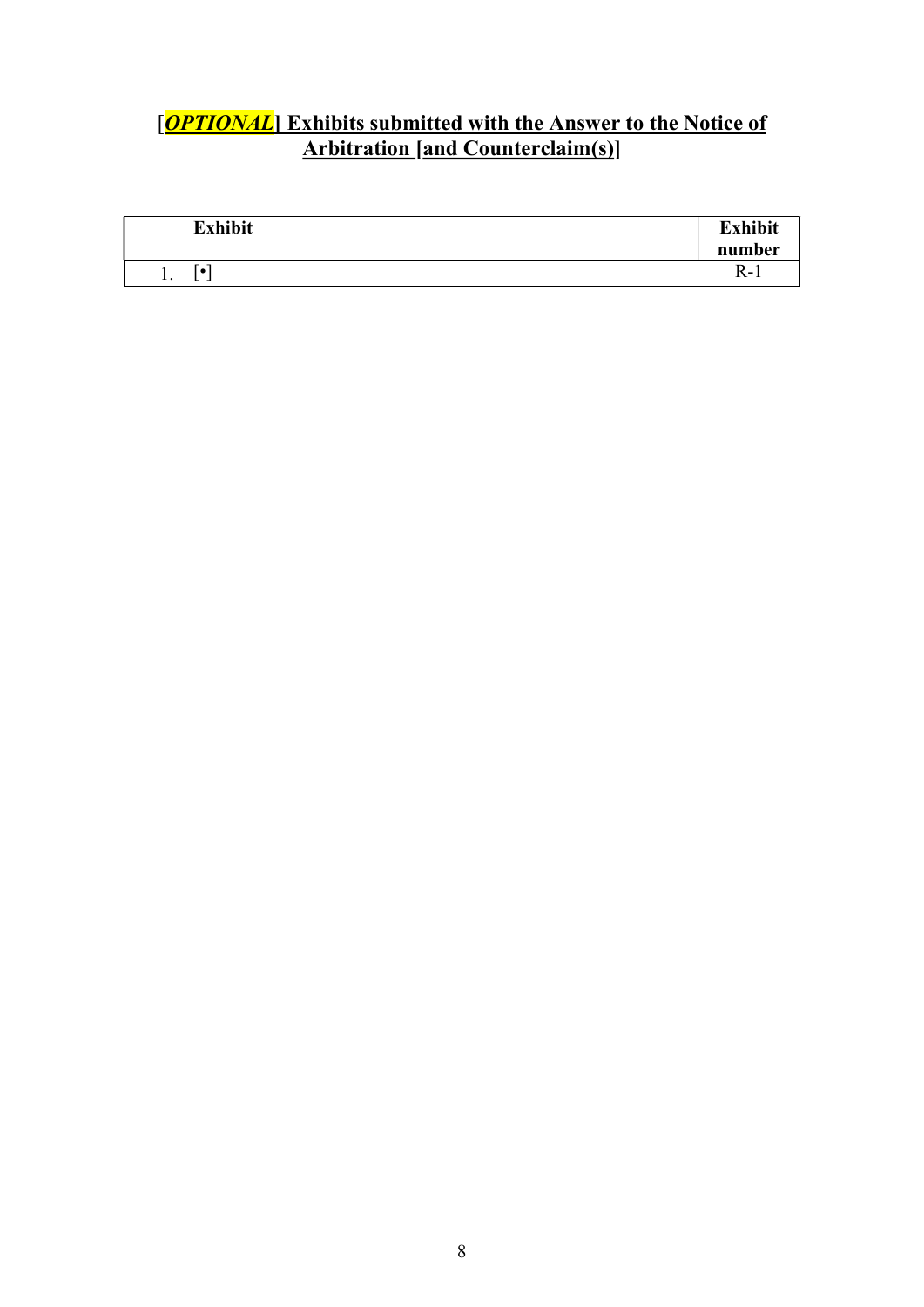## [***OPTIONAL***] Exhibits submitted with the Answer to the Notice of Arbitration [and Counterclaim(s)]

| | Exhibit | Exhibit number |
|---|---|---|
| 1. | [•] | R-1 |